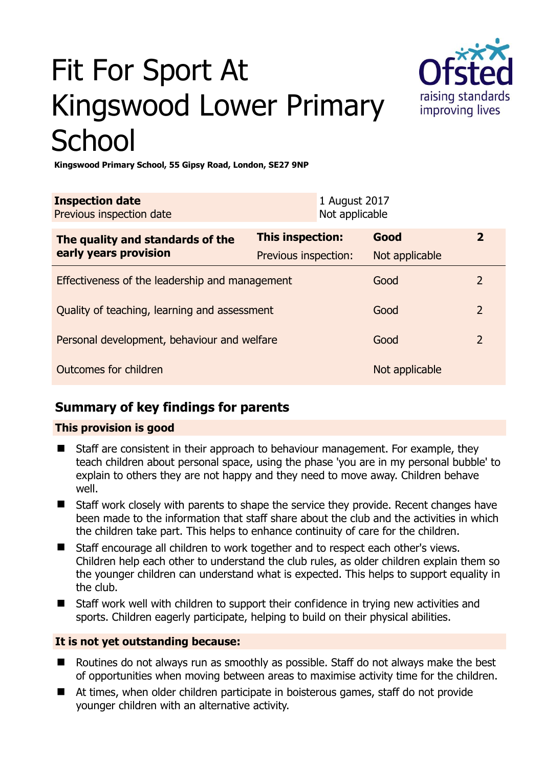# Fit For Sport At Kingswood Lower Primary School

**Kingswood Primary School, 55 Gipsy Road, London, SE27 9NP**

| **Inspection date** | 1 August 2017 |
|---|---|
| Previous inspection date | Not applicable |

| **The quality and standards of the early years provision** | **This inspection:** | **Good** | **2** |
|---|---|---|---|
| | Previous inspection: | Not applicable | |
| Effectiveness of the leadership and management | | Good | 2 |
| Quality of teaching, learning and assessment | | Good | 2 |
| Personal development, behaviour and welfare | | Good | 2 |
| Outcomes for children | | Not applicable | |

## Summary of key findings for parents

### This provision is good

- Staff are consistent in their approach to behaviour management. For example, they teach children about personal space, using the phase 'you are in my personal bubble' to explain to others they are not happy and they need to move away. Children behave well.
- Staff work closely with parents to shape the service they provide. Recent changes have been made to the information that staff share about the club and the activities in which the children take part. This helps to enhance continuity of care for the children.
- Staff encourage all children to work together and to respect each other's views. Children help each other to understand the club rules, as older children explain them so the younger children can understand what is expected. This helps to support equality in the club.
- Staff work well with children to support their confidence in trying new activities and sports. Children eagerly participate, helping to build on their physical abilities.

### It is not yet outstanding because:

- Routines do not always run as smoothly as possible. Staff do not always make the best of opportunities when moving between areas to maximise activity time for the children.
- At times, when older children participate in boisterous games, staff do not provide younger children with an alternative activity.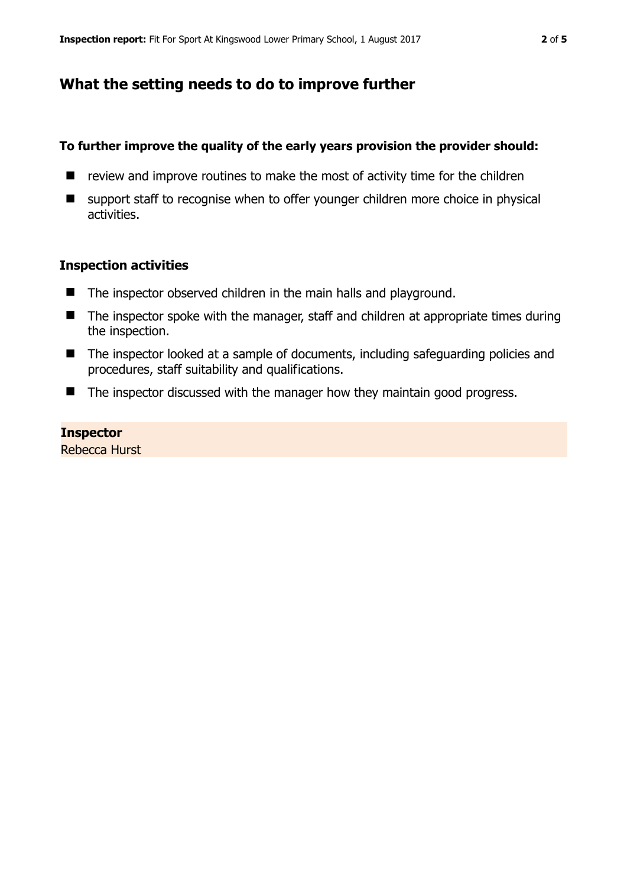## What the setting needs to do to improve further

### To further improve the quality of the early years provision the provider should:

- review and improve routines to make the most of activity time for the children
- support staff to recognise when to offer younger children more choice in physical activities.

### Inspection activities

- The inspector observed children in the main halls and playground.
- The inspector spoke with the manager, staff and children at appropriate times during the inspection.
- The inspector looked at a sample of documents, including safeguarding policies and procedures, staff suitability and qualifications.
- The inspector discussed with the manager how they maintain good progress.

**Inspector**
Rebecca Hurst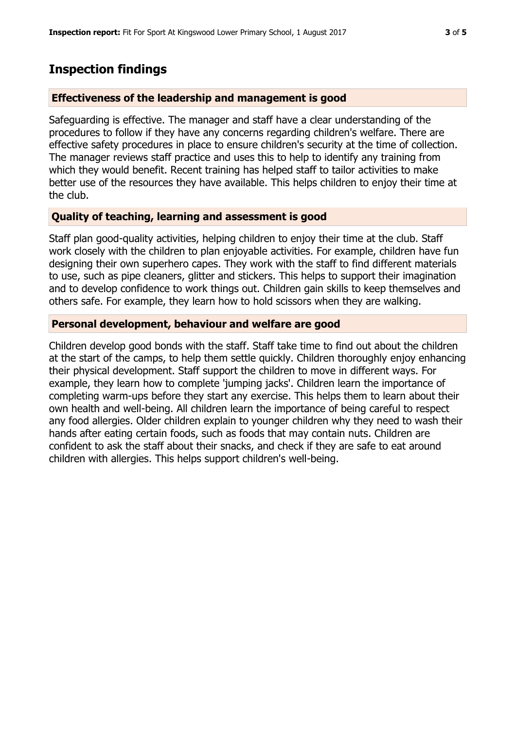## Inspection findings

### Effectiveness of the leadership and management is good

Safeguarding is effective. The manager and staff have a clear understanding of the procedures to follow if they have any concerns regarding children's welfare. There are effective safety procedures in place to ensure children's security at the time of collection. The manager reviews staff practice and uses this to help to identify any training from which they would benefit. Recent training has helped staff to tailor activities to make better use of the resources they have available. This helps children to enjoy their time at the club.

### Quality of teaching, learning and assessment is good

Staff plan good-quality activities, helping children to enjoy their time at the club. Staff work closely with the children to plan enjoyable activities. For example, children have fun designing their own superhero capes. They work with the staff to find different materials to use, such as pipe cleaners, glitter and stickers. This helps to support their imagination and to develop confidence to work things out. Children gain skills to keep themselves and others safe. For example, they learn how to hold scissors when they are walking.

### Personal development, behaviour and welfare are good

Children develop good bonds with the staff. Staff take time to find out about the children at the start of the camps, to help them settle quickly. Children thoroughly enjoy enhancing their physical development. Staff support the children to move in different ways. For example, they learn how to complete 'jumping jacks'. Children learn the importance of completing warm-ups before they start any exercise. This helps them to learn about their own health and well-being. All children learn the importance of being careful to respect any food allergies. Older children explain to younger children why they need to wash their hands after eating certain foods, such as foods that may contain nuts. Children are confident to ask the staff about their snacks, and check if they are safe to eat around children with allergies. This helps support children's well-being.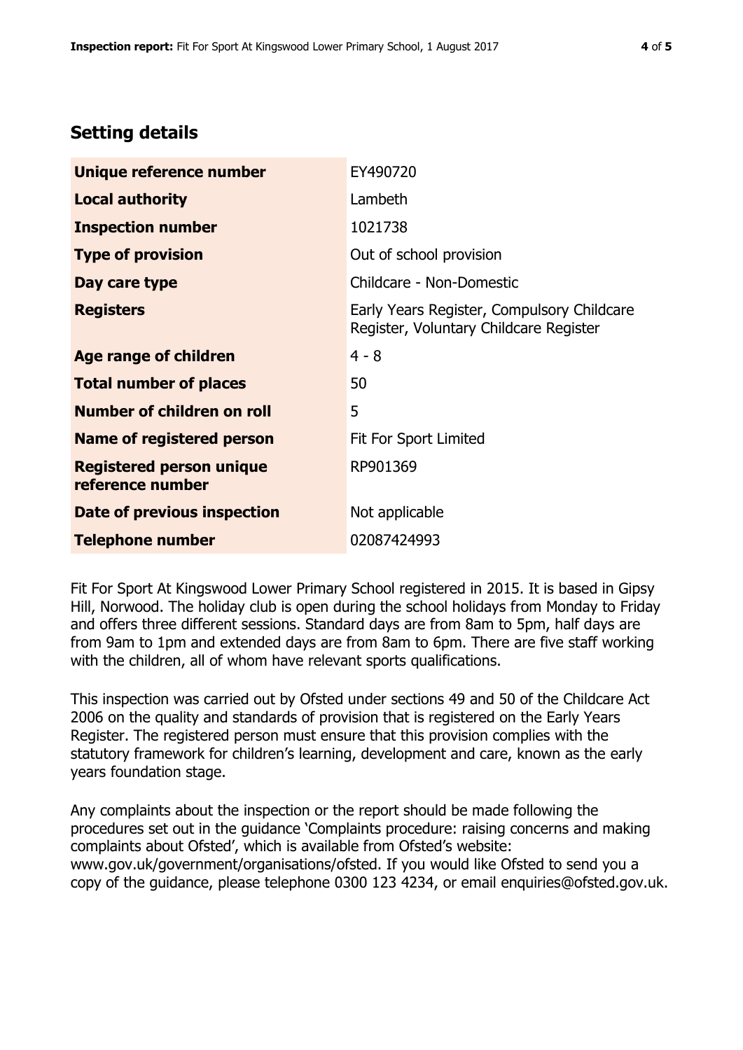## Setting details

| | |
|---|---|
| **Unique reference number** | EY490720 |
| **Local authority** | Lambeth |
| **Inspection number** | 1021738 |
| **Type of provision** | Out of school provision |
| **Day care type** | Childcare - Non-Domestic |
| **Registers** | Early Years Register, Compulsory Childcare Register, Voluntary Childcare Register |
| **Age range of children** | 4 - 8 |
| **Total number of places** | 50 |
| **Number of children on roll** | 5 |
| **Name of registered person** | Fit For Sport Limited |
| **Registered person unique reference number** | RP901369 |
| **Date of previous inspection** | Not applicable |
| **Telephone number** | 02087424993 |

Fit For Sport At Kingswood Lower Primary School registered in 2015. It is based in Gipsy Hill, Norwood. The holiday club is open during the school holidays from Monday to Friday and offers three different sessions. Standard days are from 8am to 5pm, half days are from 9am to 1pm and extended days are from 8am to 6pm. There are five staff working with the children, all of whom have relevant sports qualifications.

This inspection was carried out by Ofsted under sections 49 and 50 of the Childcare Act 2006 on the quality and standards of provision that is registered on the Early Years Register. The registered person must ensure that this provision complies with the statutory framework for children's learning, development and care, known as the early years foundation stage.

Any complaints about the inspection or the report should be made following the procedures set out in the guidance 'Complaints procedure: raising concerns and making complaints about Ofsted', which is available from Ofsted's website: www.gov.uk/government/organisations/ofsted. If you would like Ofsted to send you a copy of the guidance, please telephone 0300 123 4234, or email enquiries@ofsted.gov.uk.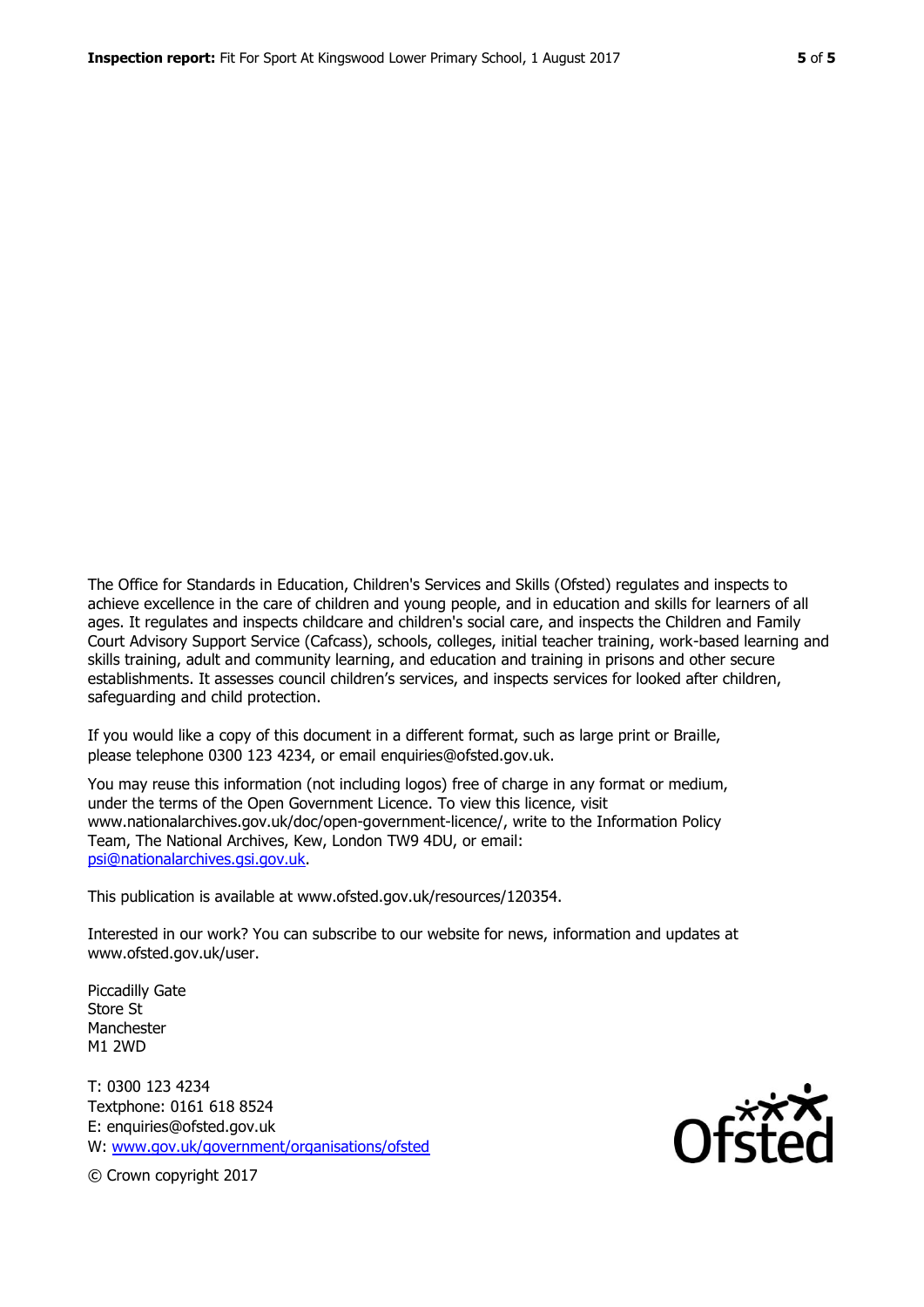The Office for Standards in Education, Children's Services and Skills (Ofsted) regulates and inspects to achieve excellence in the care of children and young people, and in education and skills for learners of all ages. It regulates and inspects childcare and children's social care, and inspects the Children and Family Court Advisory Support Service (Cafcass), schools, colleges, initial teacher training, work-based learning and skills training, adult and community learning, and education and training in prisons and other secure establishments. It assesses council children's services, and inspects services for looked after children, safeguarding and child protection.

If you would like a copy of this document in a different format, such as large print or Braille, please telephone 0300 123 4234, or email enquiries@ofsted.gov.uk.

You may reuse this information (not including logos) free of charge in any format or medium, under the terms of the Open Government Licence. To view this licence, visit www.nationalarchives.gov.uk/doc/open-government-licence/, write to the Information Policy Team, The National Archives, Kew, London TW9 4DU, or email: psi@nationalarchives.gsi.gov.uk.

This publication is available at www.ofsted.gov.uk/resources/120354.

Interested in our work? You can subscribe to our website for news, information and updates at www.ofsted.gov.uk/user.

Piccadilly Gate
Store St
Manchester
M1 2WD

T: 0300 123 4234
Textphone: 0161 618 8524
E: enquiries@ofsted.gov.uk
W: www.gov.uk/government/organisations/ofsted

© Crown copyright 2017